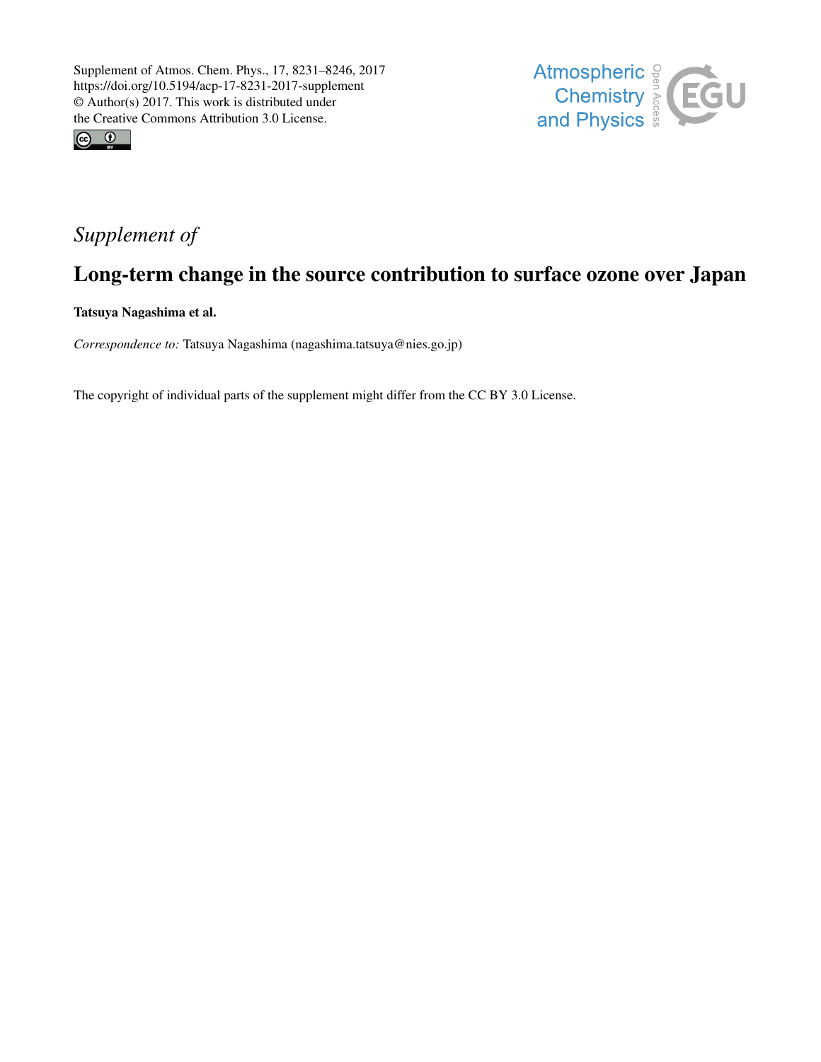Supplement of Atmos. Chem. Phys., 17, 8231–8246, 2017
https://doi.org/10.5194/acp-17-8231-2017-supplement
© Author(s) 2017. This work is distributed under
the Creative Commons Attribution 3.0 License.

*Supplement of*

# Long-term change in the source contribution to surface ozone over Japan

**Tatsuya Nagashima et al.**

*Correspondence to:* Tatsuya Nagashima (nagashima.tatsuya@nies.go.jp)

The copyright of individual parts of the supplement might differ from the CC BY 3.0 License.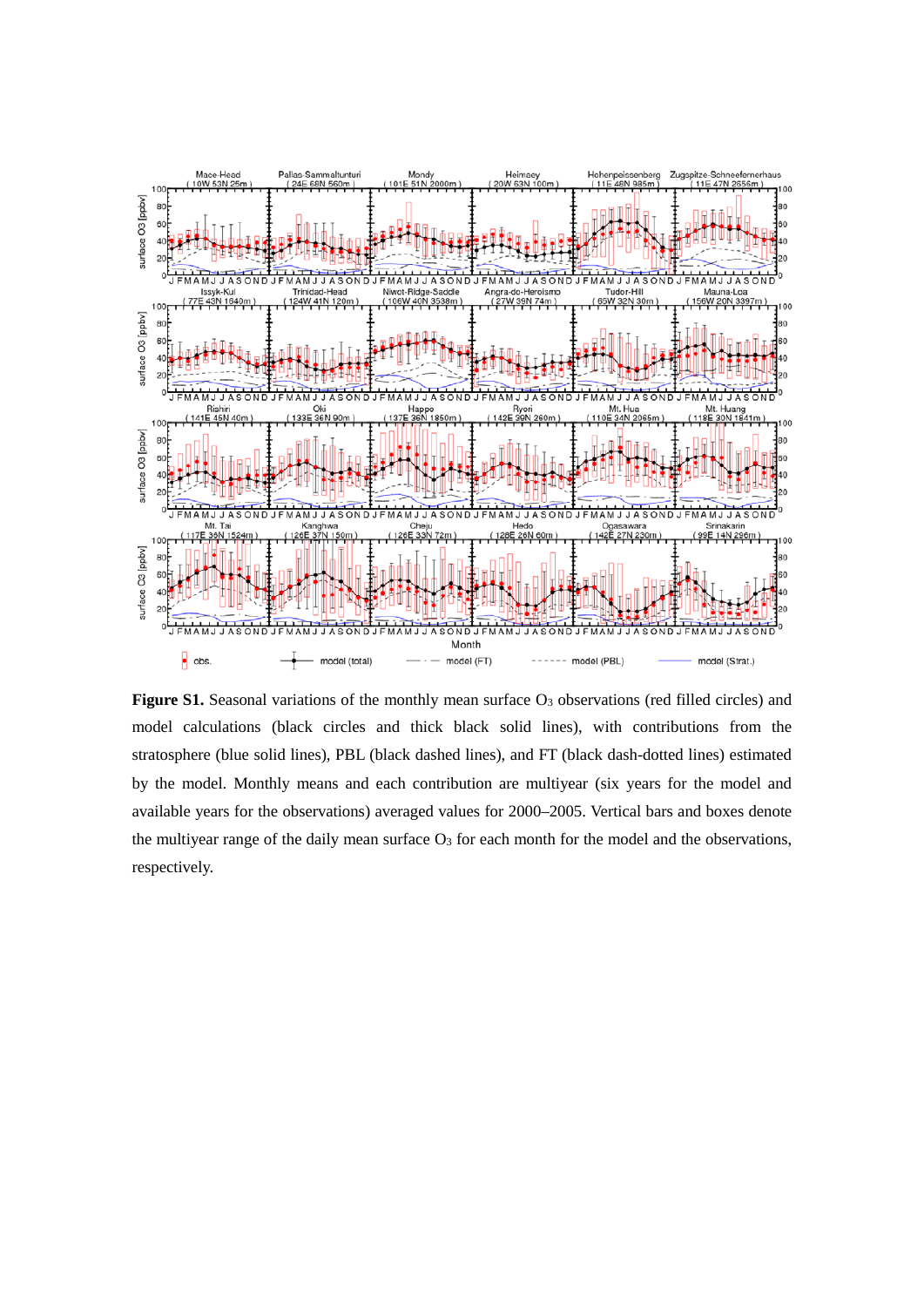**Figure S1.** Seasonal variations of the monthly mean surface $O_3$ observations (red filled circles) and model calculations (black circles and thick black solid lines), with contributions from the stratosphere (blue solid lines), PBL (black dashed lines), and FT (black dash-dotted lines) estimated by the model. Monthly means and each contribution are multiyear (six years for the model and available years for the observations) averaged values for 2000–2005. Vertical bars and boxes denote the multiyear range of the daily mean surface $O_3$ for each month for the model and the observations, respectively.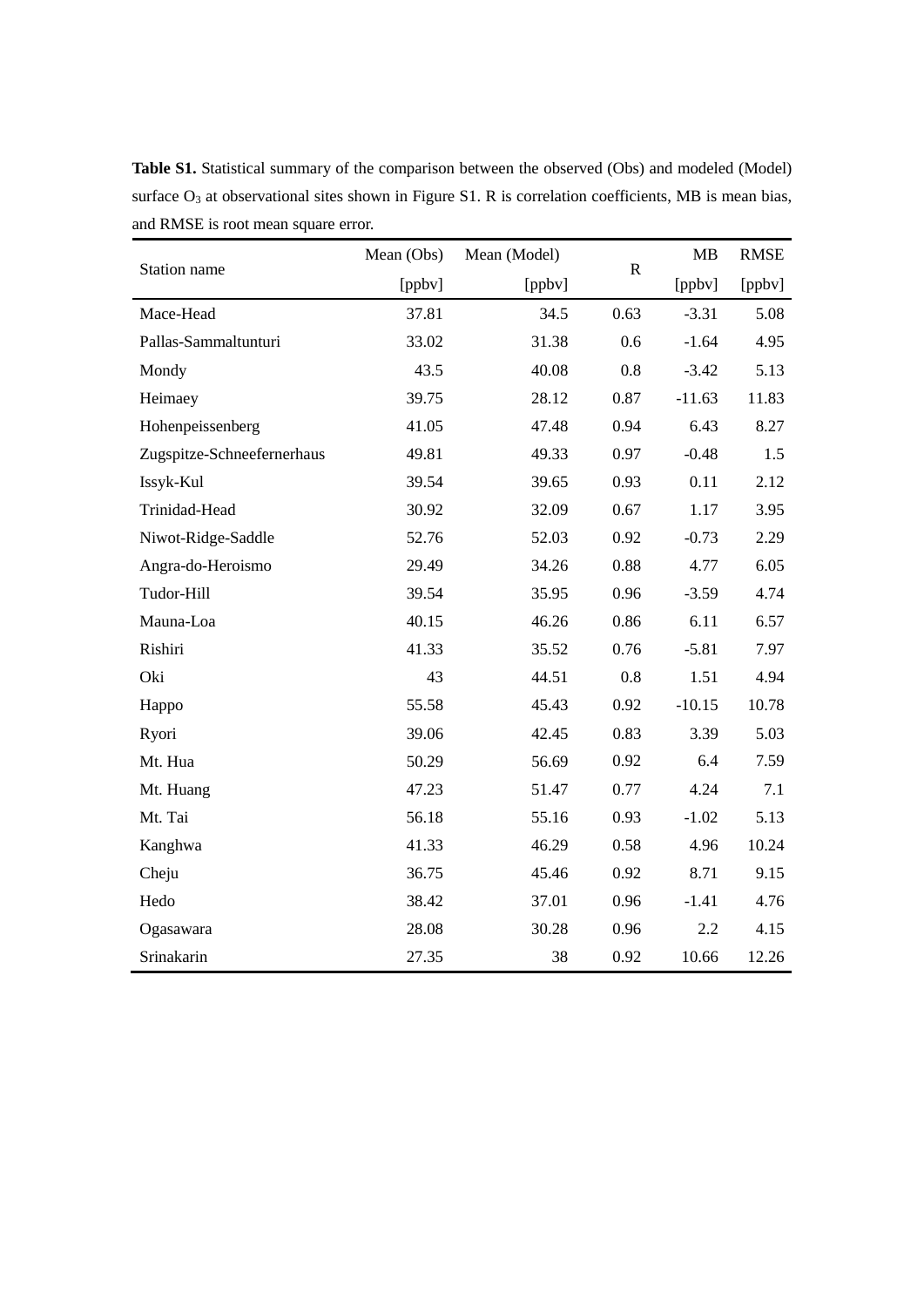**Table S1.** Statistical summary of the comparison between the observed (Obs) and modeled (Model) surface $O_3$ at observational sites shown in Figure S1. R is correlation coefficients, MB is mean bias, and RMSE is root mean square error.

| Station name | Mean (Obs) [ppbv] | Mean (Model) [ppbv] | R | MB [ppbv] | RMSE [ppbv] |
|---|---|---|---|---|---|
| Mace-Head | 37.81 | 34.5 | 0.63 | -3.31 | 5.08 |
| Pallas-Sammaltunturi | 33.02 | 31.38 | 0.6 | -1.64 | 4.95 |
| Mondy | 43.5 | 40.08 | 0.8 | -3.42 | 5.13 |
| Heimaey | 39.75 | 28.12 | 0.87 | -11.63 | 11.83 |
| Hohenpeissenberg | 41.05 | 47.48 | 0.94 | 6.43 | 8.27 |
| Zugspitze-Schneefernerhaus | 49.81 | 49.33 | 0.97 | -0.48 | 1.5 |
| Issyk-Kul | 39.54 | 39.65 | 0.93 | 0.11 | 2.12 |
| Trinidad-Head | 30.92 | 32.09 | 0.67 | 1.17 | 3.95 |
| Niwot-Ridge-Saddle | 52.76 | 52.03 | 0.92 | -0.73 | 2.29 |
| Angra-do-Heroismo | 29.49 | 34.26 | 0.88 | 4.77 | 6.05 |
| Tudor-Hill | 39.54 | 35.95 | 0.96 | -3.59 | 4.74 |
| Mauna-Loa | 40.15 | 46.26 | 0.86 | 6.11 | 6.57 |
| Rishiri | 41.33 | 35.52 | 0.76 | -5.81 | 7.97 |
| Oki | 43 | 44.51 | 0.8 | 1.51 | 4.94 |
| Happo | 55.58 | 45.43 | 0.92 | -10.15 | 10.78 |
| Ryori | 39.06 | 42.45 | 0.83 | 3.39 | 5.03 |
| Mt. Hua | 50.29 | 56.69 | 0.92 | 6.4 | 7.59 |
| Mt. Huang | 47.23 | 51.47 | 0.77 | 4.24 | 7.1 |
| Mt. Tai | 56.18 | 55.16 | 0.93 | -1.02 | 5.13 |
| Kanghwa | 41.33 | 46.29 | 0.58 | 4.96 | 10.24 |
| Cheju | 36.75 | 45.46 | 0.92 | 8.71 | 9.15 |
| Hedo | 38.42 | 37.01 | 0.96 | -1.41 | 4.76 |
| Ogasawara | 28.08 | 30.28 | 0.96 | 2.2 | 4.15 |
| Srinakarin | 27.35 | 38 | 0.92 | 10.66 | 12.26 |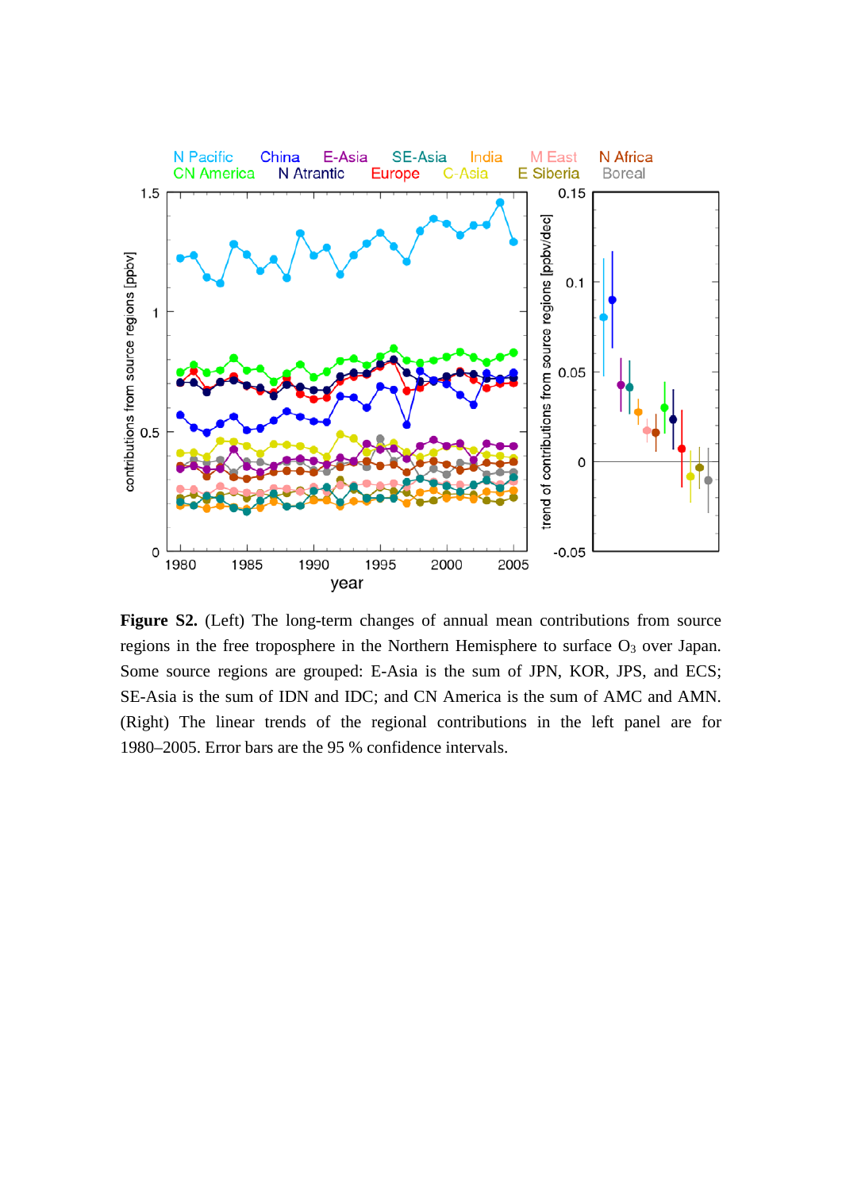N Pacific China E-Asia SE-Asia India M East N Africa
CN America N Atrantic Europe C-Asia E Siberia Boreal

contributions from source regions [ppbv]

1.5
1
0.5
0

1980 1985 1990 1995 2000 2005

year

trend of contributions from source regions [ppbv/dec]

0.15
0.1
0.05
0
-0.05

**Figure S2.** (Left) The long-term changes of annual mean contributions from source regions in the free troposphere in the Northern Hemisphere to surface $O_3$ over Japan. Some source regions are grouped: E-Asia is the sum of JPN, KOR, JPS, and ECS; SE-Asia is the sum of IDN and IDC; and CN America is the sum of AMC and AMN. (Right) The linear trends of the regional contributions in the left panel are for 1980–2005. Error bars are the 95 % confidence intervals.